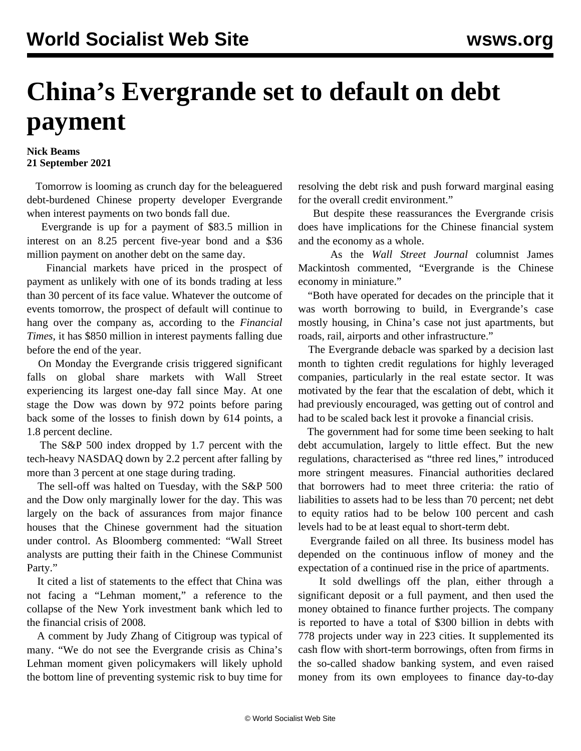# China's Evergrande set to default on debt payment

**Nick Beams**
**21 September 2021**

Tomorrow is looming as crunch day for the beleaguered debt-burdened Chinese property developer Evergrande when interest payments on two bonds fall due.

Evergrande is up for a payment of $83.5 million in interest on an 8.25 percent five-year bond and a $36 million payment on another debt on the same day.

Financial markets have priced in the prospect of payment as unlikely with one of its bonds trading at less than 30 percent of its face value. Whatever the outcome of events tomorrow, the prospect of default will continue to hang over the company as, according to the *Financial Times*, it has $850 million in interest payments falling due before the end of the year.

On Monday the Evergrande crisis triggered significant falls on global share markets with Wall Street experiencing its largest one-day fall since May. At one stage the Dow was down by 972 points before paring back some of the losses to finish down by 614 points, a 1.8 percent decline.

The S&P 500 index dropped by 1.7 percent with the tech-heavy NASDAQ down by 2.2 percent after falling by more than 3 percent at one stage during trading.

The sell-off was halted on Tuesday, with the S&P 500 and the Dow only marginally lower for the day. This was largely on the back of assurances from major finance houses that the Chinese government had the situation under control. As Bloomberg commented: "Wall Street analysts are putting their faith in the Chinese Communist Party."

It cited a list of statements to the effect that China was not facing a "Lehman moment," a reference to the collapse of the New York investment bank which led to the financial crisis of 2008.

A comment by Judy Zhang of Citigroup was typical of many. "We do not see the Evergrande crisis as China's Lehman moment given policymakers will likely uphold the bottom line of preventing systemic risk to buy time for resolving the debt risk and push forward marginal easing for the overall credit environment."

But despite these reassurances the Evergrande crisis does have implications for the Chinese financial system and the economy as a whole.

As the *Wall Street Journal* columnist James Mackintosh commented, "Evergrande is the Chinese economy in miniature."

"Both have operated for decades on the principle that it was worth borrowing to build, in Evergrande's case mostly housing, in China's case not just apartments, but roads, rail, airports and other infrastructure."

The Evergrande debacle was sparked by a decision last month to tighten credit regulations for highly leveraged companies, particularly in the real estate sector. It was motivated by the fear that the escalation of debt, which it had previously encouraged, was getting out of control and had to be scaled back lest it provoke a financial crisis.

The government had for some time been seeking to halt debt accumulation, largely to little effect. But the new regulations, characterised as "three red lines," introduced more stringent measures. Financial authorities declared that borrowers had to meet three criteria: the ratio of liabilities to assets had to be less than 70 percent; net debt to equity ratios had to be below 100 percent and cash levels had to be at least equal to short-term debt.

Evergrande failed on all three. Its business model has depended on the continuous inflow of money and the expectation of a continued rise in the price of apartments.

It sold dwellings off the plan, either through a significant deposit or a full payment, and then used the money obtained to finance further projects. The company is reported to have a total of $300 billion in debts with 778 projects under way in 223 cities. It supplemented its cash flow with short-term borrowings, often from firms in the so-called shadow banking system, and even raised money from its own employees to finance day-to-day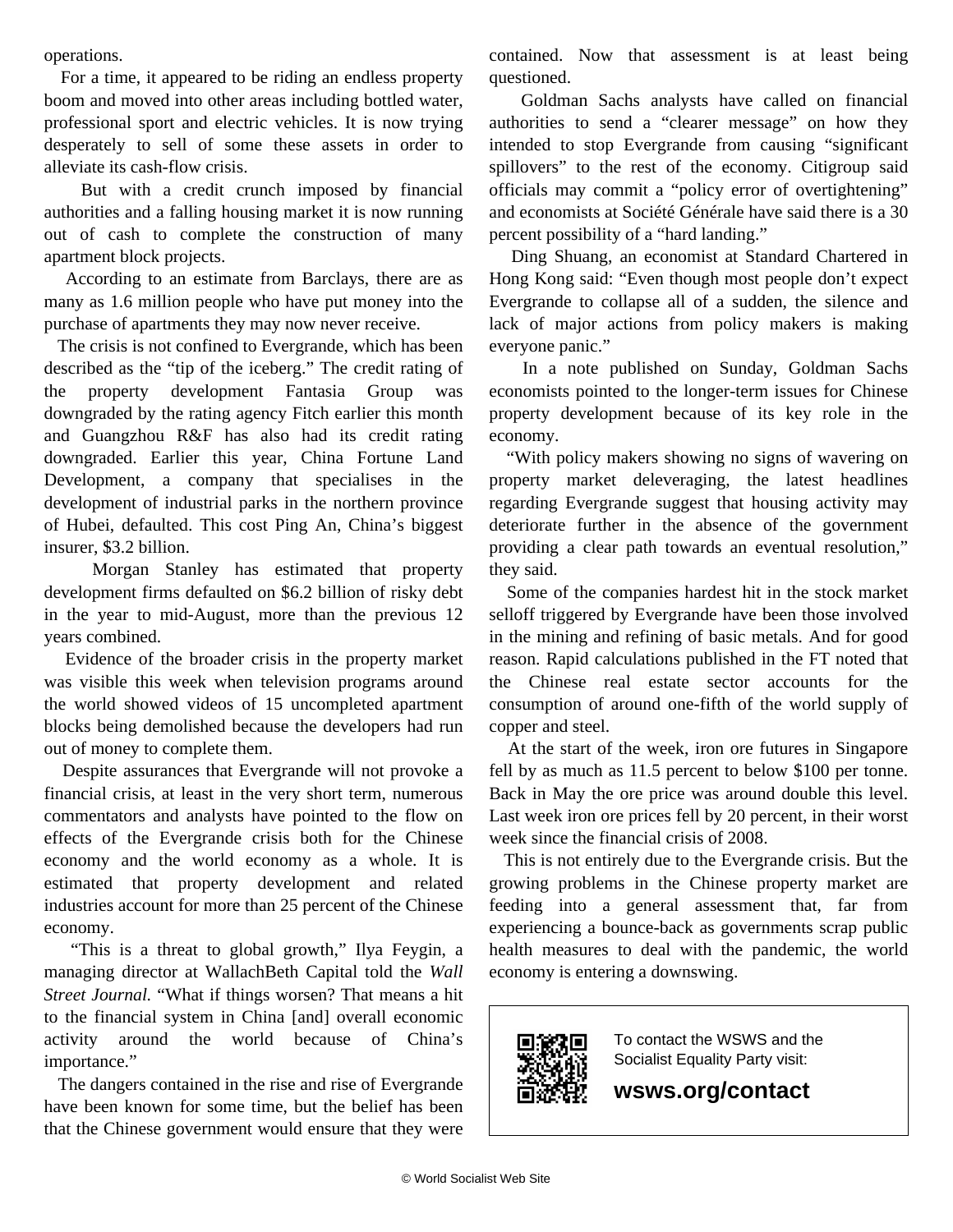operations.

For a time, it appeared to be riding an endless property boom and moved into other areas including bottled water, professional sport and electric vehicles. It is now trying desperately to sell of some these assets in order to alleviate its cash-flow crisis.

But with a credit crunch imposed by financial authorities and a falling housing market it is now running out of cash to complete the construction of many apartment block projects.

According to an estimate from Barclays, there are as many as 1.6 million people who have put money into the purchase of apartments they may now never receive.

The crisis is not confined to Evergrande, which has been described as the "tip of the iceberg." The credit rating of the property development Fantasia Group was downgraded by the rating agency Fitch earlier this month and Guangzhou R&F has also had its credit rating downgraded. Earlier this year, China Fortune Land Development, a company that specialises in the development of industrial parks in the northern province of Hubei, defaulted. This cost Ping An, China's biggest insurer, $3.2 billion.

Morgan Stanley has estimated that property development firms defaulted on $6.2 billion of risky debt in the year to mid-August, more than the previous 12 years combined.

Evidence of the broader crisis in the property market was visible this week when television programs around the world showed videos of 15 uncompleted apartment blocks being demolished because the developers had run out of money to complete them.

Despite assurances that Evergrande will not provoke a financial crisis, at least in the very short term, numerous commentators and analysts have pointed to the flow on effects of the Evergrande crisis both for the Chinese economy and the world economy as a whole. It is estimated that property development and related industries account for more than 25 percent of the Chinese economy.

"This is a threat to global growth," Ilya Feygin, a managing director at WallachBeth Capital told the *Wall Street Journal.* "What if things worsen? That means a hit to the financial system in China [and] overall economic activity around the world because of China's importance."

The dangers contained in the rise and rise of Evergrande have been known for some time, but the belief has been that the Chinese government would ensure that they were contained. Now that assessment is at least being questioned.

Goldman Sachs analysts have called on financial authorities to send a "clearer message" on how they intended to stop Evergrande from causing "significant spillovers" to the rest of the economy. Citigroup said officials may commit a "policy error of overtightening" and economists at Société Générale have said there is a 30 percent possibility of a "hard landing."

Ding Shuang, an economist at Standard Chartered in Hong Kong said: "Even though most people don't expect Evergrande to collapse all of a sudden, the silence and lack of major actions from policy makers is making everyone panic."

In a note published on Sunday, Goldman Sachs economists pointed to the longer-term issues for Chinese property development because of its key role in the economy.

"With policy makers showing no signs of wavering on property market deleveraging, the latest headlines regarding Evergrande suggest that housing activity may deteriorate further in the absence of the government providing a clear path towards an eventual resolution," they said.

Some of the companies hardest hit in the stock market selloff triggered by Evergrande have been those involved in the mining and refining of basic metals. And for good reason. Rapid calculations published in the FT noted that the Chinese real estate sector accounts for the consumption of around one-fifth of the world supply of copper and steel.

At the start of the week, iron ore futures in Singapore fell by as much as 11.5 percent to below $100 per tonne. Back in May the ore price was around double this level. Last week iron ore prices fell by 20 percent, in their worst week since the financial crisis of 2008.

This is not entirely due to the Evergrande crisis. But the growing problems in the Chinese property market are feeding into a general assessment that, far from experiencing a bounce-back as governments scrap public health measures to deal with the pandemic, the world economy is entering a downswing.

To contact the WSWS and the Socialist Equality Party visit:

**wsws.org/contact**